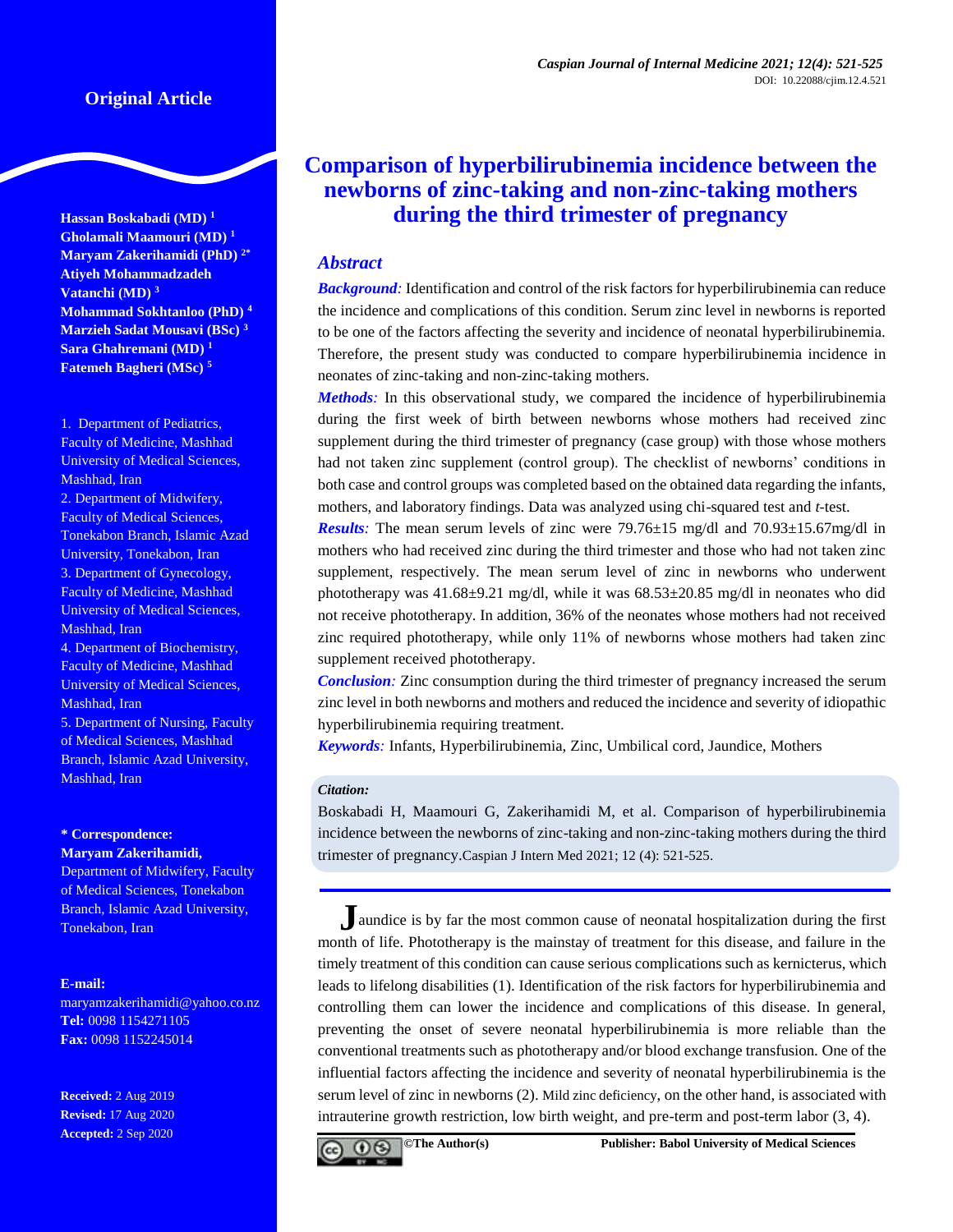Original Article

# Comparison of hyperbilirubinemia incidence between the newborns of zinc-taking and non-zinc-taking mothers during the third trimester of pregnancy

**Hassan Boskabadi (MD) [1]**
**Gholamali Maamouri (MD) [1]**
**Maryam Zakerihamidi (PhD) [2*]**
**Atiyeh Mohammadzadeh Vatanchi (MD) [3]**
**Mohammad Sokhtanloo (PhD) [4]**
**Marzieh Sadat Mousavi (BSc) [3]**
**Sara Ghahremani (MD) [1]**
**Fatemeh Bagheri (MSc) [5]**

1. Department of Pediatrics, Faculty of Medicine, Mashhad University of Medical Sciences, Mashhad, Iran
2. Department of Midwifery, Faculty of Medical Sciences, Tonekabon Branch, Islamic Azad University, Tonekabon, Iran
3. Department of Gynecology, Faculty of Medicine, Mashhad University of Medical Sciences, Mashhad, Iran
4. Department of Biochemistry, Faculty of Medicine, Mashhad University of Medical Sciences, Mashhad, Iran
5. Department of Nursing, Faculty of Medical Sciences, Mashhad Branch, Islamic Azad University, Mashhad, Iran

**\* Correspondence:**
**Maryam Zakerihamidi,**
Department of Midwifery, Faculty of Medical Sciences, Tonekabon Branch, Islamic Azad University, Tonekabon, Iran

**E-mail:**
maryamzakerihamidi@yahoo.co.nz
**Tel:** 0098 1154271105
**Fax:** 0098 1152245014

**Received:** 2 Aug 2019
**Revised:** 17 Aug 2020
**Accepted:** 2 Sep 2020

## Abstract

***Background:*** Identification and control of the risk factors for hyperbilirubinemia can reduce the incidence and complications of this condition. Serum zinc level in newborns is reported to be one of the factors affecting the severity and incidence of neonatal hyperbilirubinemia. Therefore, the present study was conducted to compare hyperbilirubinemia incidence in neonates of zinc-taking and non-zinc-taking mothers.

***Methods:*** In this observational study, we compared the incidence of hyperbilirubinemia during the first week of birth between newborns whose mothers had received zinc supplement during the third trimester of pregnancy (case group) with those whose mothers had not taken zinc supplement (control group). The checklist of newborns' conditions in both case and control groups was completed based on the obtained data regarding the infants, mothers, and laboratory findings. Data was analyzed using chi-squared test and *t*-test.

***Results:*** The mean serum levels of zinc were 79.76±15 mg/dl and 70.93±15.67mg/dl in mothers who had received zinc during the third trimester and those who had not taken zinc supplement, respectively. The mean serum level of zinc in newborns who underwent phototherapy was 41.68±9.21 mg/dl, while it was 68.53±20.85 mg/dl in neonates who did not receive phototherapy. In addition, 36% of the neonates whose mothers had not received zinc required phototherapy, while only 11% of newborns whose mothers had taken zinc supplement received phototherapy.

***Conclusion:*** Zinc consumption during the third trimester of pregnancy increased the serum zinc level in both newborns and mothers and reduced the incidence and severity of idiopathic hyperbilirubinemia requiring treatment.

***Keywords:*** Infants, Hyperbilirubinemia, Zinc, Umbilical cord, Jaundice, Mothers

**Citation:**
Boskabadi H, Maamouri G, Zakerihamidi M, et al. Comparison of hyperbilirubinemia incidence between the newborns of zinc-taking and non-zinc-taking mothers during the third trimester of pregnancy.Caspian J Intern Med 2021; 12 (4): 521-525.

Jaundice is by far the most common cause of neonatal hospitalization during the first month of life. Phototherapy is the mainstay of treatment for this disease, and failure in the timely treatment of this condition can cause serious complications such as kernicterus, which leads to lifelong disabilities (1). Identification of the risk factors for hyperbilirubinemia and controlling them can lower the incidence and complications of this disease. In general, preventing the onset of severe neonatal hyperbilirubinemia is more reliable than the conventional treatments such as phototherapy and/or blood exchange transfusion. One of the influential factors affecting the incidence and severity of neonatal hyperbilirubinemia is the serum level of zinc in newborns (2). Mild zinc deficiency, on the other hand, is associated with intrauterine growth restriction, low birth weight, and pre-term and post-term labor (3, 4).

©The Author(s) Publisher: Babol University of Medical Sciences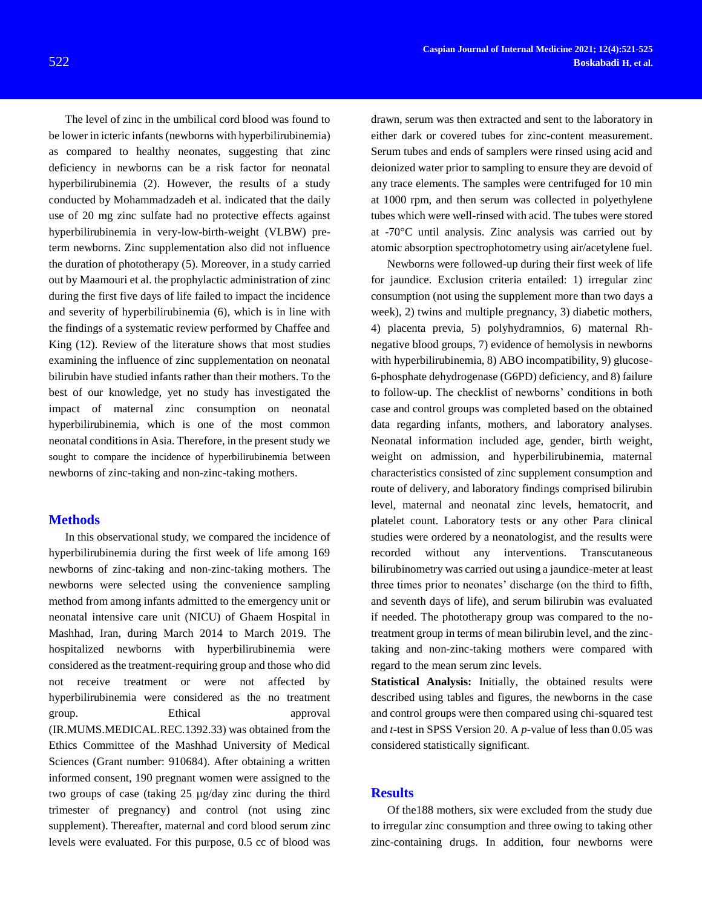The level of zinc in the umbilical cord blood was found to be lower in icteric infants (newborns with hyperbilirubinemia) as compared to healthy neonates, suggesting that zinc deficiency in newborns can be a risk factor for neonatal hyperbilirubinemia (2). However, the results of a study conducted by Mohammadzadeh et al. indicated that the daily use of 20 mg zinc sulfate had no protective effects against hyperbilirubinemia in very-low-birth-weight (VLBW) pre-term newborns. Zinc supplementation also did not influence the duration of phototherapy (5). Moreover, in a study carried out by Maamouri et al. the prophylactic administration of zinc during the first five days of life failed to impact the incidence and severity of hyperbilirubinemia (6), which is in line with the findings of a systematic review performed by Chaffee and King (12). Review of the literature shows that most studies examining the influence of zinc supplementation on neonatal bilirubin have studied infants rather than their mothers. To the best of our knowledge, yet no study has investigated the impact of maternal zinc consumption on neonatal hyperbilirubinemia, which is one of the most common neonatal conditions in Asia. Therefore, in the present study we sought to compare the incidence of hyperbilirubinemia between newborns of zinc-taking and non-zinc-taking mothers.

## Methods

In this observational study, we compared the incidence of hyperbilirubinemia during the first week of life among 169 newborns of zinc-taking and non-zinc-taking mothers. The newborns were selected using the convenience sampling method from among infants admitted to the emergency unit or neonatal intensive care unit (NICU) of Ghaem Hospital in Mashhad, Iran, during March 2014 to March 2019. The hospitalized newborns with hyperbilirubinemia were considered as the treatment-requiring group and those who did not receive treatment or were not affected by hyperbilirubinemia were considered as the no treatment group. Ethical approval (IR.MUMS.MEDICAL.REC.1392.33) was obtained from the Ethics Committee of the Mashhad University of Medical Sciences (Grant number: 910684). After obtaining a written informed consent, 190 pregnant women were assigned to the two groups of case (taking 25 µg/day zinc during the third trimester of pregnancy) and control (not using zinc supplement). Thereafter, maternal and cord blood serum zinc levels were evaluated. For this purpose, 0.5 cc of blood was drawn, serum was then extracted and sent to the laboratory in either dark or covered tubes for zinc-content measurement. Serum tubes and ends of samplers were rinsed using acid and deionized water prior to sampling to ensure they are devoid of any trace elements. The samples were centrifuged for 10 min at 1000 rpm, and then serum was collected in polyethylene tubes which were well-rinsed with acid. The tubes were stored at -70°C until analysis. Zinc analysis was carried out by atomic absorption spectrophotometry using air/acetylene fuel.

Newborns were followed-up during their first week of life for jaundice. Exclusion criteria entailed: 1) irregular zinc consumption (not using the supplement more than two days a week), 2) twins and multiple pregnancy, 3) diabetic mothers, 4) placenta previa, 5) polyhydramnios, 6) maternal Rh-negative blood groups, 7) evidence of hemolysis in newborns with hyperbilirubinemia, 8) ABO incompatibility, 9) glucose-6-phosphate dehydrogenase (G6PD) deficiency, and 8) failure to follow-up. The checklist of newborns' conditions in both case and control groups was completed based on the obtained data regarding infants, mothers, and laboratory analyses. Neonatal information included age, gender, birth weight, weight on admission, and hyperbilirubinemia, maternal characteristics consisted of zinc supplement consumption and route of delivery, and laboratory findings comprised bilirubin level, maternal and neonatal zinc levels, hematocrit, and platelet count. Laboratory tests or any other Para clinical studies were ordered by a neonatologist, and the results were recorded without any interventions. Transcutaneous bilirubinometry was carried out using a jaundice-meter at least three times prior to neonates' discharge (on the third to fifth, and seventh days of life), and serum bilirubin was evaluated if needed. The phototherapy group was compared to the no-treatment group in terms of mean bilirubin level, and the zinc-taking and non-zinc-taking mothers were compared with regard to the mean serum zinc levels.

**Statistical Analysis:** Initially, the obtained results were described using tables and figures, the newborns in the case and control groups were then compared using chi-squared test and *t*-test in SPSS Version 20. A *p*-value of less than 0.05 was considered statistically significant.

## Results

Of the188 mothers, six were excluded from the study due to irregular zinc consumption and three owing to taking other zinc-containing drugs. In addition, four newborns were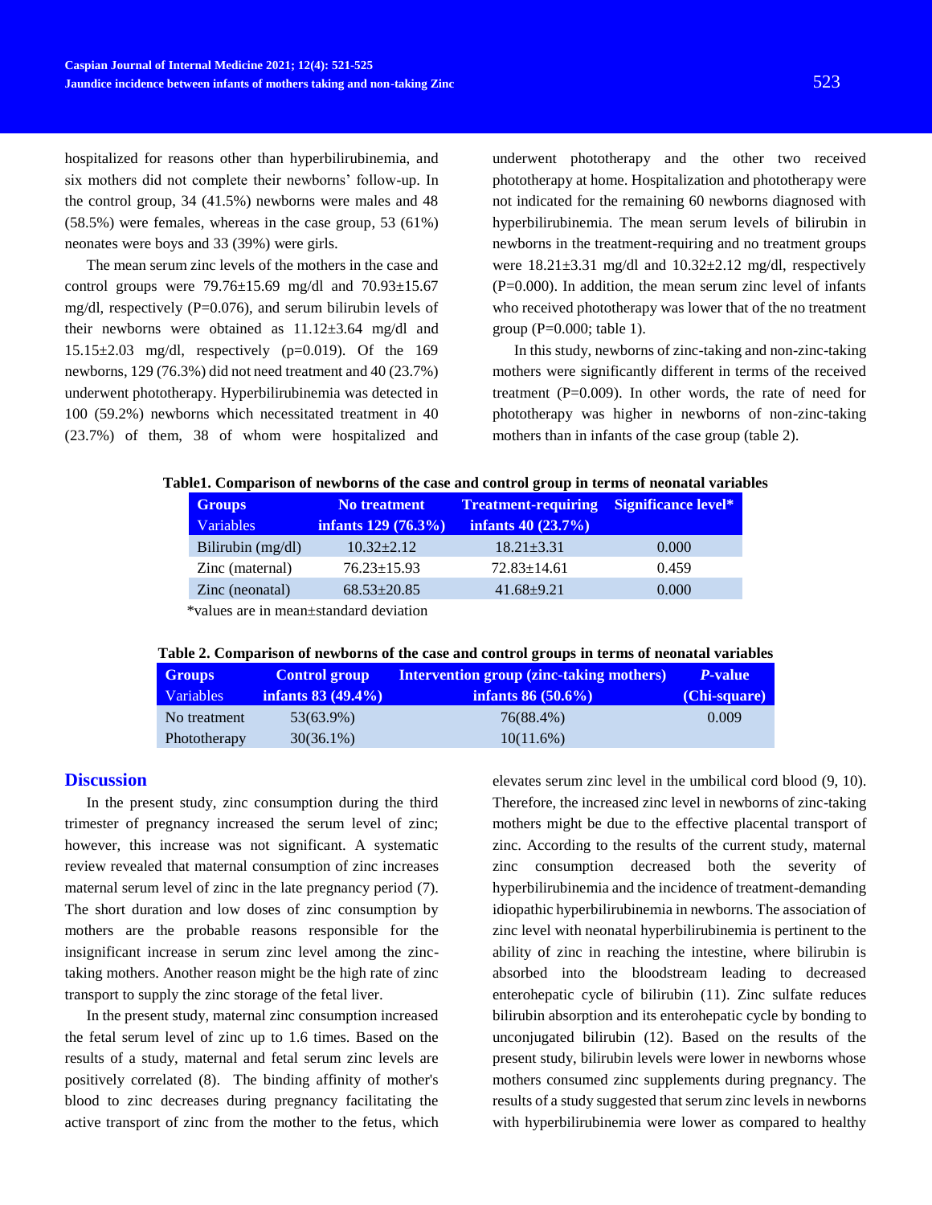hospitalized for reasons other than hyperbilirubinemia, and six mothers did not complete their newborns' follow-up. In the control group, 34 (41.5%) newborns were males and 48 (58.5%) were females, whereas in the case group, 53 (61%) neonates were boys and 33 (39%) were girls.

The mean serum zinc levels of the mothers in the case and control groups were 79.76±15.69 mg/dl and 70.93±15.67 mg/dl, respectively (P=0.076), and serum bilirubin levels of their newborns were obtained as 11.12±3.64 mg/dl and 15.15±2.03 mg/dl, respectively (p=0.019). Of the 169 newborns, 129 (76.3%) did not need treatment and 40 (23.7%) underwent phototherapy. Hyperbilirubinemia was detected in 100 (59.2%) newborns which necessitated treatment in 40 (23.7%) of them, 38 of whom were hospitalized and underwent phototherapy and the other two received phototherapy at home. Hospitalization and phototherapy were not indicated for the remaining 60 newborns diagnosed with hyperbilirubinemia. The mean serum levels of bilirubin in newborns in the treatment-requiring and no treatment groups were 18.21±3.31 mg/dl and 10.32±2.12 mg/dl, respectively (P=0.000). In addition, the mean serum zinc level of infants who received phototherapy was lower that of the no treatment group (P=0.000; table 1).

In this study, newborns of zinc-taking and non-zinc-taking mothers were significantly different in terms of the received treatment (P=0.009). In other words, the rate of need for phototherapy was higher in newborns of non-zinc-taking mothers than in infants of the case group (table 2).

**Table1. Comparison of newborns of the case and control group in terms of neonatal variables**

| Groups / Variables | No treatment infants 129 (76.3%) | Treatment-requiring infants 40 (23.7%) | Significance level* |
|---|---|---|---|
| Bilirubin (mg/dl) | 10.32±2.12 | 18.21±3.31 | 0.000 |
| Zinc (maternal) | 76.23±15.93 | 72.83±14.61 | 0.459 |
| Zinc (neonatal) | 68.53±20.85 | 41.68±9.21 | 0.000 |

*values are in mean±standard deviation

**Table 2. Comparison of newborns of the case and control groups in terms of neonatal variables**

| Groups / Variables | Control group infants 83 (49.4%) | Intervention group (zinc-taking mothers) infants 86 (50.6%) | *P*-value (Chi-square) |
|---|---|---|---|
| No treatment | 53(63.9%) | 76(88.4%) | 0.009 |
| Phototherapy | 30(36.1%) | 10(11.6%) | |

## Discussion

In the present study, zinc consumption during the third trimester of pregnancy increased the serum level of zinc; however, this increase was not significant. A systematic review revealed that maternal consumption of zinc increases maternal serum level of zinc in the late pregnancy period (7). The short duration and low doses of zinc consumption by mothers are the probable reasons responsible for the insignificant increase in serum zinc level among the zinc-taking mothers. Another reason might be the high rate of zinc transport to supply the zinc storage of the fetal liver.

In the present study, maternal zinc consumption increased the fetal serum level of zinc up to 1.6 times. Based on the results of a study, maternal and fetal serum zinc levels are positively correlated (8). The binding affinity of mother's blood to zinc decreases during pregnancy facilitating the active transport of zinc from the mother to the fetus, which elevates serum zinc level in the umbilical cord blood (9, 10). Therefore, the increased zinc level in newborns of zinc-taking mothers might be due to the effective placental transport of zinc. According to the results of the current study, maternal zinc consumption decreased both the severity of hyperbilirubinemia and the incidence of treatment-demanding idiopathic hyperbilirubinemia in newborns. The association of zinc level with neonatal hyperbilirubinemia is pertinent to the ability of zinc in reaching the intestine, where bilirubin is absorbed into the bloodstream leading to decreased enterohepatic cycle of bilirubin (11). Zinc sulfate reduces bilirubin absorption and its enterohepatic cycle by bonding to unconjugated bilirubin (12). Based on the results of the present study, bilirubin levels were lower in newborns whose mothers consumed zinc supplements during pregnancy. The results of a study suggested that serum zinc levels in newborns with hyperbilirubinemia were lower as compared to healthy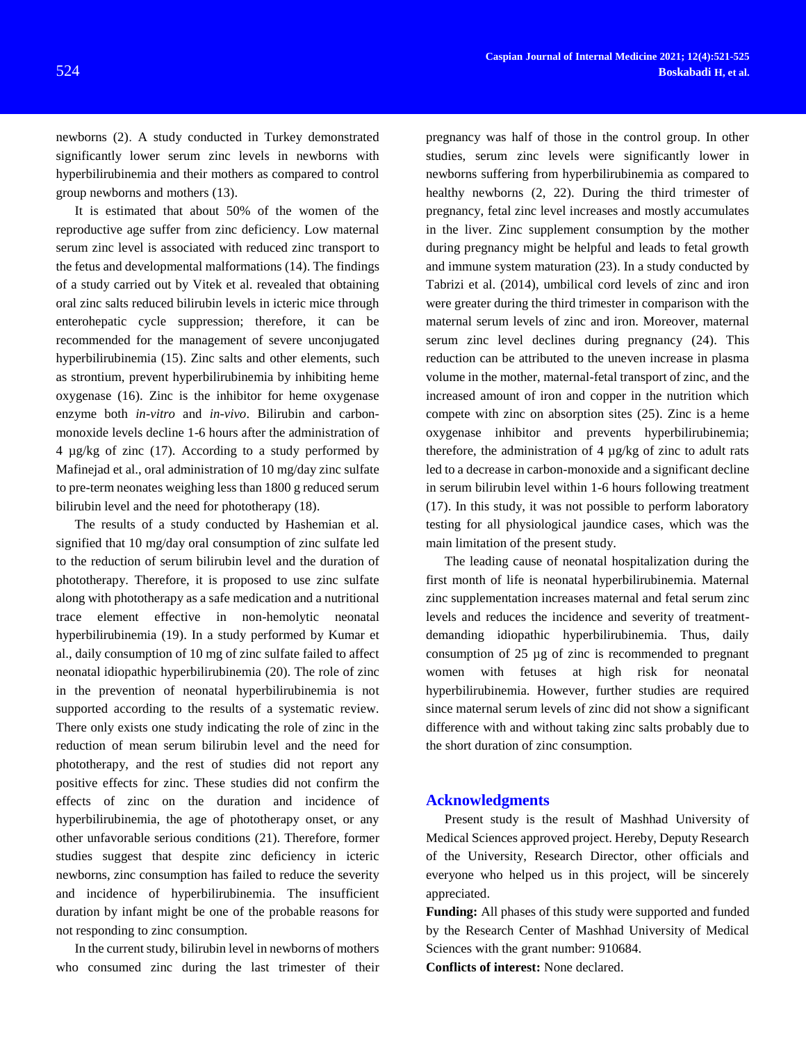newborns (2). A study conducted in Turkey demonstrated significantly lower serum zinc levels in newborns with hyperbilirubinemia and their mothers as compared to control group newborns and mothers (13).

It is estimated that about 50% of the women of the reproductive age suffer from zinc deficiency. Low maternal serum zinc level is associated with reduced zinc transport to the fetus and developmental malformations (14). The findings of a study carried out by Vitek et al. revealed that obtaining oral zinc salts reduced bilirubin levels in icteric mice through enterohepatic cycle suppression; therefore, it can be recommended for the management of severe unconjugated hyperbilirubinemia (15). Zinc salts and other elements, such as strontium, prevent hyperbilirubinemia by inhibiting heme oxygenase (16). Zinc is the inhibitor for heme oxygenase enzyme both *in-vitro* and *in-vivo*. Bilirubin and carbon-monoxide levels decline 1-6 hours after the administration of 4 µg/kg of zinc (17). According to a study performed by Mafinejad et al., oral administration of 10 mg/day zinc sulfate to pre-term neonates weighing less than 1800 g reduced serum bilirubin level and the need for phototherapy (18).

The results of a study conducted by Hashemian et al. signified that 10 mg/day oral consumption of zinc sulfate led to the reduction of serum bilirubin level and the duration of phototherapy. Therefore, it is proposed to use zinc sulfate along with phototherapy as a safe medication and a nutritional trace element effective in non-hemolytic neonatal hyperbilirubinemia (19). In a study performed by Kumar et al., daily consumption of 10 mg of zinc sulfate failed to affect neonatal idiopathic hyperbilirubinemia (20). The role of zinc in the prevention of neonatal hyperbilirubinemia is not supported according to the results of a systematic review. There only exists one study indicating the role of zinc in the reduction of mean serum bilirubin level and the need for phototherapy, and the rest of studies did not report any positive effects for zinc. These studies did not confirm the effects of zinc on the duration and incidence of hyperbilirubinemia, the age of phototherapy onset, or any other unfavorable serious conditions (21). Therefore, former studies suggest that despite zinc deficiency in icteric newborns, zinc consumption has failed to reduce the severity and incidence of hyperbilirubinemia. The insufficient duration by infant might be one of the probable reasons for not responding to zinc consumption.

In the current study, bilirubin level in newborns of mothers who consumed zinc during the last trimester of their pregnancy was half of those in the control group. In other studies, serum zinc levels were significantly lower in newborns suffering from hyperbilirubinemia as compared to healthy newborns (2, 22). During the third trimester of pregnancy, fetal zinc level increases and mostly accumulates in the liver. Zinc supplement consumption by the mother during pregnancy might be helpful and leads to fetal growth and immune system maturation (23). In a study conducted by Tabrizi et al. (2014), umbilical cord levels of zinc and iron were greater during the third trimester in comparison with the maternal serum levels of zinc and iron. Moreover, maternal serum zinc level declines during pregnancy (24). This reduction can be attributed to the uneven increase in plasma volume in the mother, maternal-fetal transport of zinc, and the increased amount of iron and copper in the nutrition which compete with zinc on absorption sites (25). Zinc is a heme oxygenase inhibitor and prevents hyperbilirubinemia; therefore, the administration of 4 µg/kg of zinc to adult rats led to a decrease in carbon-monoxide and a significant decline in serum bilirubin level within 1-6 hours following treatment (17). In this study, it was not possible to perform laboratory testing for all physiological jaundice cases, which was the main limitation of the present study.

The leading cause of neonatal hospitalization during the first month of life is neonatal hyperbilirubinemia. Maternal zinc supplementation increases maternal and fetal serum zinc levels and reduces the incidence and severity of treatment-demanding idiopathic hyperbilirubinemia. Thus, daily consumption of 25 µg of zinc is recommended to pregnant women with fetuses at high risk for neonatal hyperbilirubinemia. However, further studies are required since maternal serum levels of zinc did not show a significant difference with and without taking zinc salts probably due to the short duration of zinc consumption.

## Acknowledgments

Present study is the result of Mashhad University of Medical Sciences approved project. Hereby, Deputy Research of the University, Research Director, other officials and everyone who helped us in this project, will be sincerely appreciated.

**Funding:** All phases of this study were supported and funded by the Research Center of Mashhad University of Medical Sciences with the grant number: 910684.

**Conflicts of interest:** None declared.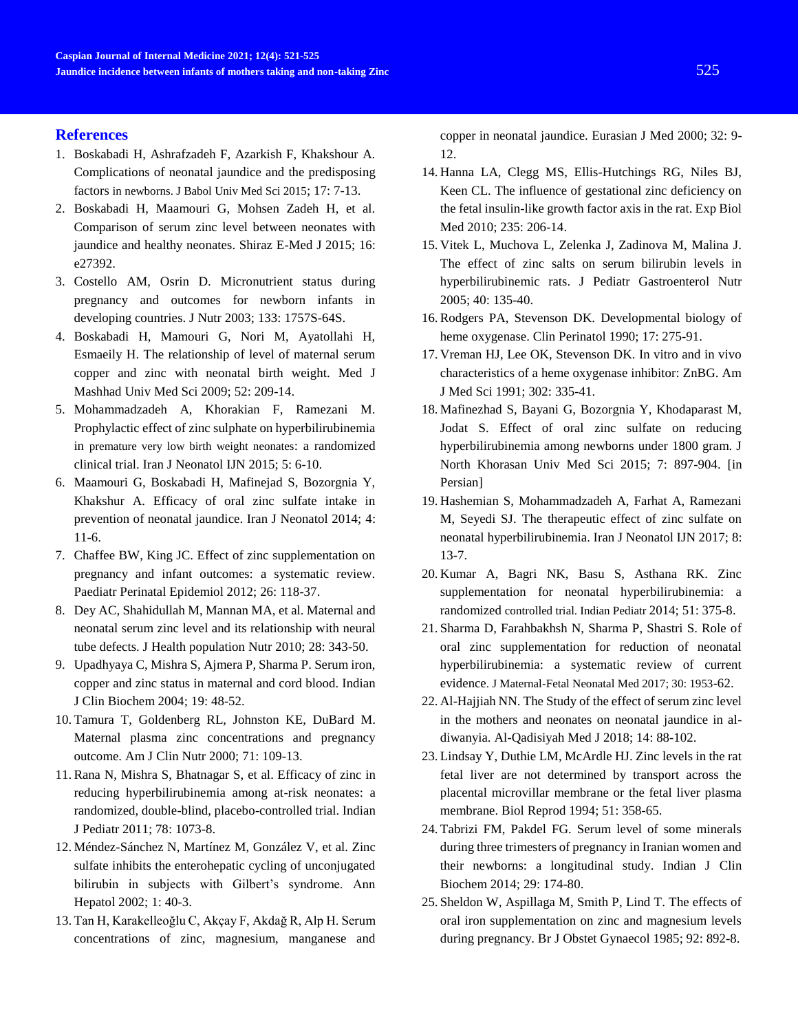## References

1. Boskabadi H, Ashrafzadeh F, Azarkish F, Khakshour A. Complications of neonatal jaundice and the predisposing factors in newborns. J Babol Univ Med Sci 2015; 17: 7-13.
2. Boskabadi H, Maamouri G, Mohsen Zadeh H, et al. Comparison of serum zinc level between neonates with jaundice and healthy neonates. Shiraz E-Med J 2015; 16: e27392.
3. Costello AM, Osrin D. Micronutrient status during pregnancy and outcomes for newborn infants in developing countries. J Nutr 2003; 133: 1757S-64S.
4. Boskabadi H, Mamouri G, Nori M, Ayatollahi H, Esmaeily H. The relationship of level of maternal serum copper and zinc with neonatal birth weight. Med J Mashhad Univ Med Sci 2009; 52: 209-14.
5. Mohammadzadeh A, Khorakian F, Ramezani M. Prophylactic effect of zinc sulphate on hyperbilirubinemia in premature very low birth weight neonates: a randomized clinical trial. Iran J Neonatol IJN 2015; 5: 6-10.
6. Maamouri G, Boskabadi H, Mafinejad S, Bozorgnia Y, Khakshur A. Efficacy of oral zinc sulfate intake in prevention of neonatal jaundice. Iran J Neonatol 2014; 4: 11-6.
7. Chaffee BW, King JC. Effect of zinc supplementation on pregnancy and infant outcomes: a systematic review. Paediatr Perinatal Epidemiol 2012; 26: 118-37.
8. Dey AC, Shahidullah M, Mannan MA, et al. Maternal and neonatal serum zinc level and its relationship with neural tube defects. J Health population Nutr 2010; 28: 343-50.
9. Upadhyaya C, Mishra S, Ajmera P, Sharma P. Serum iron, copper and zinc status in maternal and cord blood. Indian J Clin Biochem 2004; 19: 48-52.
10. Tamura T, Goldenberg RL, Johnston KE, DuBard M. Maternal plasma zinc concentrations and pregnancy outcome. Am J Clin Nutr 2000; 71: 109-13.
11. Rana N, Mishra S, Bhatnagar S, et al. Efficacy of zinc in reducing hyperbilirubinemia among at-risk neonates: a randomized, double-blind, placebo-controlled trial. Indian J Pediatr 2011; 78: 1073-8.
12. Méndez-Sánchez N, Martínez M, González V, et al. Zinc sulfate inhibits the enterohepatic cycling of unconjugated bilirubin in subjects with Gilbert's syndrome. Ann Hepatol 2002; 1: 40-3.
13. Tan H, Karakelleoğlu C, Akçay F, Akdağ R, Alp H. Serum concentrations of zinc, magnesium, manganese and copper in neonatal jaundice. Eurasian J Med 2000; 32: 9-12.
14. Hanna LA, Clegg MS, Ellis-Hutchings RG, Niles BJ, Keen CL. The influence of gestational zinc deficiency on the fetal insulin-like growth factor axis in the rat. Exp Biol Med 2010; 235: 206-14.
15. Vitek L, Muchova L, Zelenka J, Zadinova M, Malina J. The effect of zinc salts on serum bilirubin levels in hyperbilirubinemic rats. J Pediatr Gastroenterol Nutr 2005; 40: 135-40.
16. Rodgers PA, Stevenson DK. Developmental biology of heme oxygenase. Clin Perinatol 1990; 17: 275-91.
17. Vreman HJ, Lee OK, Stevenson DK. In vitro and in vivo characteristics of a heme oxygenase inhibitor: ZnBG. Am J Med Sci 1991; 302: 335-41.
18. Mafinezhad S, Bayani G, Bozorgnia Y, Khodaparast M, Jodat S. Effect of oral zinc sulfate on reducing hyperbilirubinemia among newborns under 1800 gram. J North Khorasan Univ Med Sci 2015; 7: 897-904. [in Persian]
19. Hashemian S, Mohammadzadeh A, Farhat A, Ramezani M, Seyedi SJ. The therapeutic effect of zinc sulfate on neonatal hyperbilirubinemia. Iran J Neonatol IJN 2017; 8: 13-7.
20. Kumar A, Bagri NK, Basu S, Asthana RK. Zinc supplementation for neonatal hyperbilirubinemia: a randomized controlled trial. Indian Pediatr 2014; 51: 375-8.
21. Sharma D, Farahbakhsh N, Sharma P, Shastri S. Role of oral zinc supplementation for reduction of neonatal hyperbilirubinemia: a systematic review of current evidence. J Maternal-Fetal Neonatal Med 2017; 30: 1953-62.
22. Al-Hajjiah NN. The Study of the effect of serum zinc level in the mothers and neonates on neonatal jaundice in al-diwanyia. Al-Qadisiyah Med J 2018; 14: 88-102.
23. Lindsay Y, Duthie LM, McArdle HJ. Zinc levels in the rat fetal liver are not determined by transport across the placental microvillar membrane or the fetal liver plasma membrane. Biol Reprod 1994; 51: 358-65.
24. Tabrizi FM, Pakdel FG. Serum level of some minerals during three trimesters of pregnancy in Iranian women and their newborns: a longitudinal study. Indian J Clin Biochem 2014; 29: 174-80.
25. Sheldon W, Aspillaga M, Smith P, Lind T. The effects of oral iron supplementation on zinc and magnesium levels during pregnancy. Br J Obstet Gynaecol 1985; 92: 892-8.